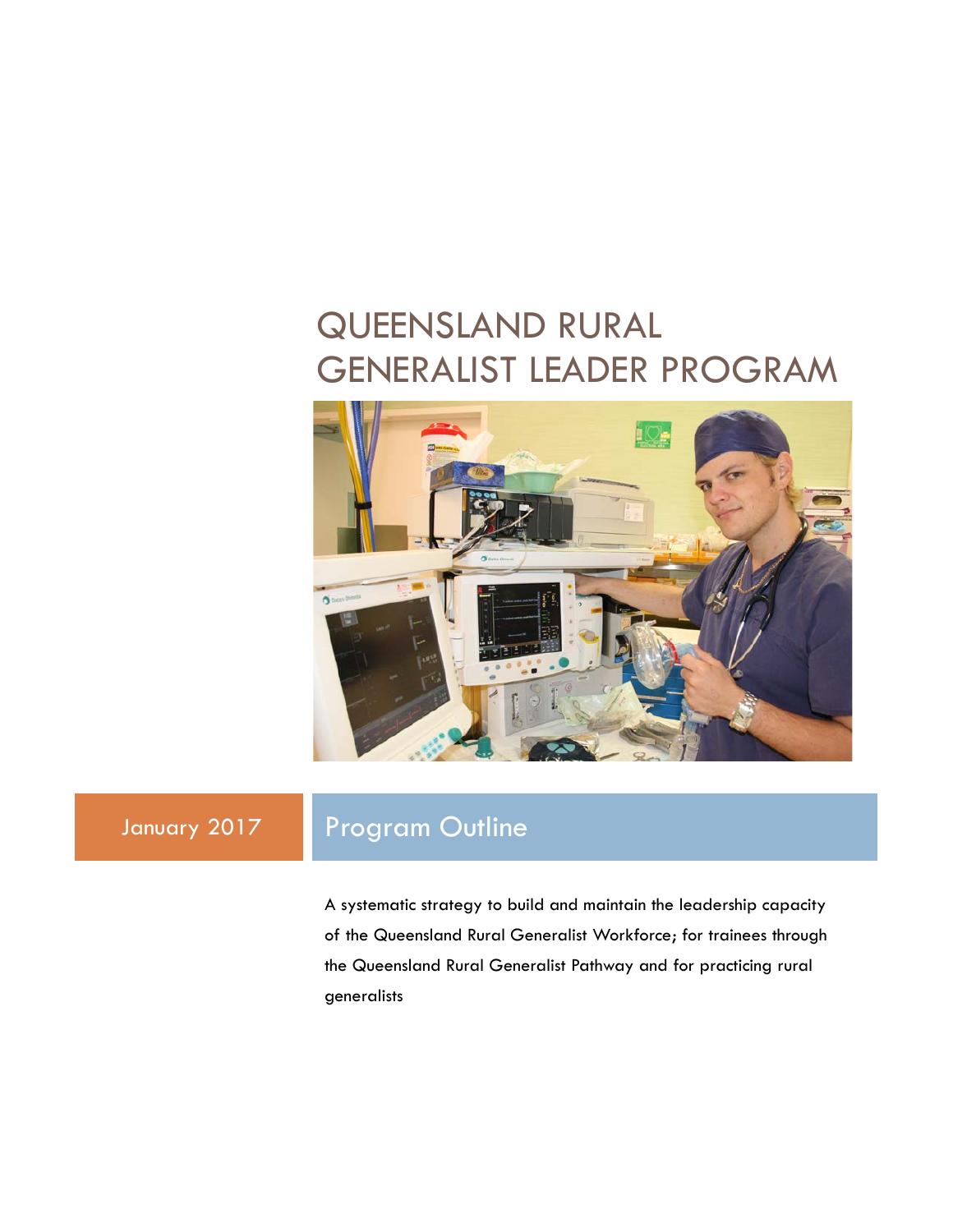# QUEENSLAND RURAL GENERALIST LEADER PROGRAM

January 2017

## Program Outline

A systematic strategy to build and maintain the leadership capacity of the Queensland Rural Generalist Workforce; for trainees through the Queensland Rural Generalist Pathway and for practicing rural generalists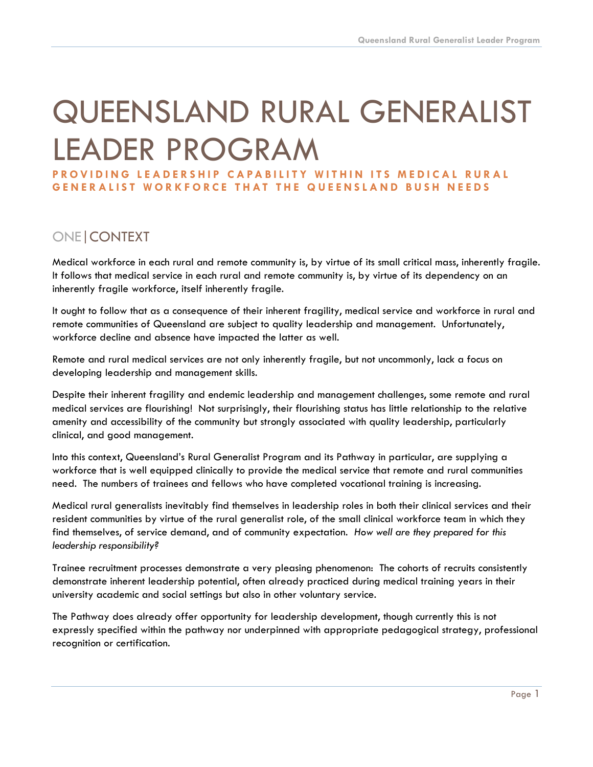# QUEENSLAND RURAL GENERALIST LEADER PROGRAM

**PROVIDING LEADERSHIP CAPABILITY WITHIN ITS MEDICAL RURAL GENERALIST WORKFORCE THAT THE QUEENSLAND BUSH NEEDS**

## ONE | CONTEXT

Medical workforce in each rural and remote community is, by virtue of its small critical mass, inherently fragile. It follows that medical service in each rural and remote community is, by virtue of its dependency on an inherently fragile workforce, itself inherently fragile.

It ought to follow that as a consequence of their inherent fragility, medical service and workforce in rural and remote communities of Queensland are subject to quality leadership and management. Unfortunately, workforce decline and absence have impacted the latter as well.

Remote and rural medical services are not only inherently fragile, but not uncommonly, lack a focus on developing leadership and management skills.

Despite their inherent fragility and endemic leadership and management challenges, some remote and rural medical services are flourishing! Not surprisingly, their flourishing status has little relationship to the relative amenity and accessibility of the community but strongly associated with quality leadership, particularly clinical, and good management.

Into this context, Queensland's Rural Generalist Program and its Pathway in particular, are supplying a workforce that is well equipped clinically to provide the medical service that remote and rural communities need. The numbers of trainees and fellows who have completed vocational training is increasing.

Medical rural generalists inevitably find themselves in leadership roles in both their clinical services and their resident communities by virtue of the rural generalist role, of the small clinical workforce team in which they find themselves, of service demand, and of community expectation. *How well are they prepared for this leadership responsibility?*

Trainee recruitment processes demonstrate a very pleasing phenomenon: The cohorts of recruits consistently demonstrate inherent leadership potential, often already practiced during medical training years in their university academic and social settings but also in other voluntary service.

The Pathway does already offer opportunity for leadership development, though currently this is not expressly specified within the pathway nor underpinned with appropriate pedagogical strategy, professional recognition or certification.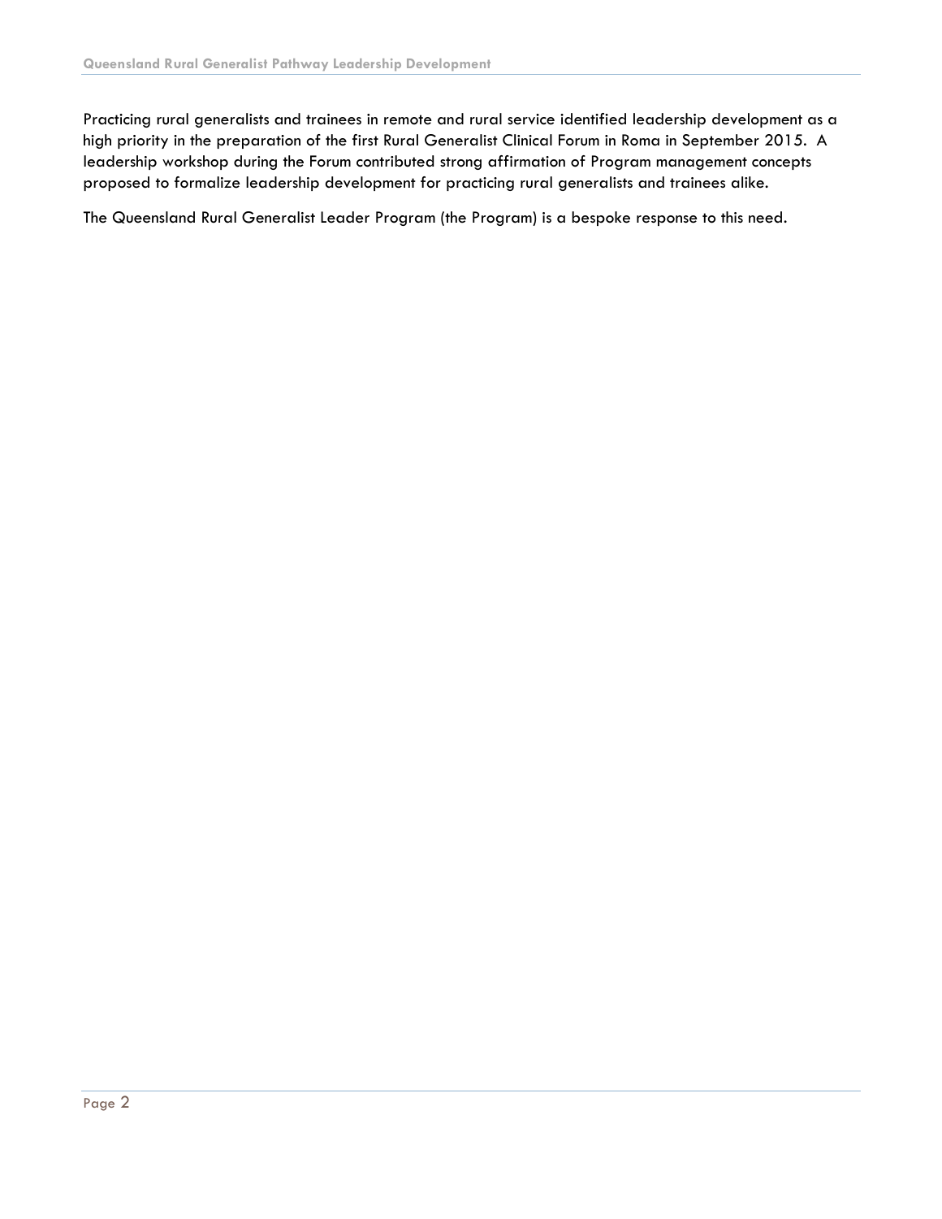Practicing rural generalists and trainees in remote and rural service identified leadership development as a high priority in the preparation of the first Rural Generalist Clinical Forum in Roma in September 2015. A leadership workshop during the Forum contributed strong affirmation of Program management concepts proposed to formalize leadership development for practicing rural generalists and trainees alike.

The Queensland Rural Generalist Leader Program (the Program) is a bespoke response to this need.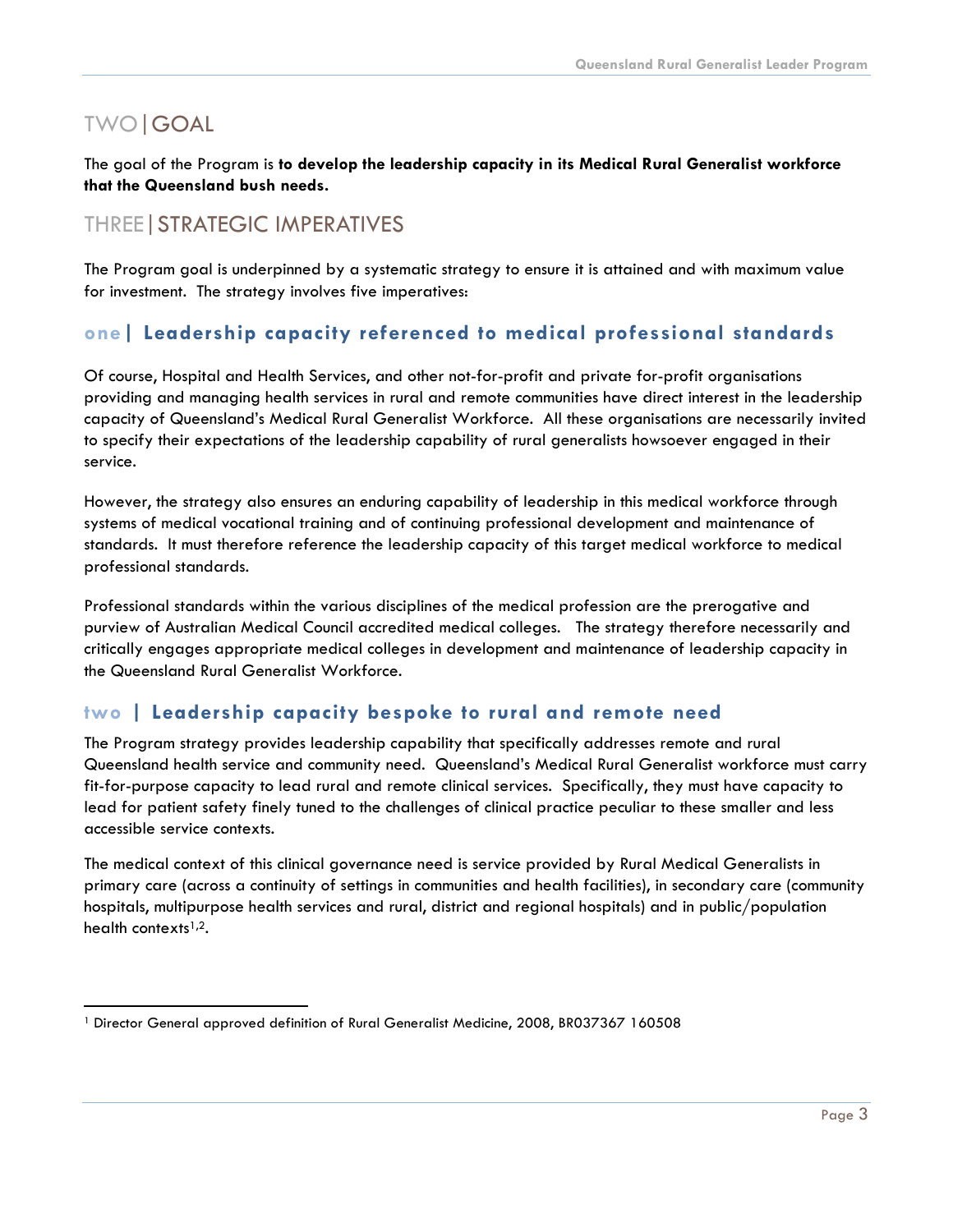## TWO | GOAL

The goal of the Program is **to develop the leadership capacity in its Medical Rural Generalist workforce that the Queensland bush needs.**

## THREE | STRATEGIC IMPERATIVES

The Program goal is underpinned by a systematic strategy to ensure it is attained and with maximum value for investment. The strategy involves five imperatives:

### one | Leadership capacity referenced to medical professional standards

Of course, Hospital and Health Services, and other not-for-profit and private for-profit organisations providing and managing health services in rural and remote communities have direct interest in the leadership capacity of Queensland's Medical Rural Generalist Workforce. All these organisations are necessarily invited to specify their expectations of the leadership capability of rural generalists howsoever engaged in their service.

However, the strategy also ensures an enduring capability of leadership in this medical workforce through systems of medical vocational training and of continuing professional development and maintenance of standards. It must therefore reference the leadership capacity of this target medical workforce to medical professional standards.

Professional standards within the various disciplines of the medical profession are the prerogative and purview of Australian Medical Council accredited medical colleges. The strategy therefore necessarily and critically engages appropriate medical colleges in development and maintenance of leadership capacity in the Queensland Rural Generalist Workforce.

### two | Leadership capacity bespoke to rural and remote need

The Program strategy provides leadership capability that specifically addresses remote and rural Queensland health service and community need. Queensland's Medical Rural Generalist workforce must carry fit-for-purpose capacity to lead rural and remote clinical services. Specifically, they must have capacity to lead for patient safety finely tuned to the challenges of clinical practice peculiar to these smaller and less accessible service contexts.

The medical context of this clinical governance need is service provided by Rural Medical Generalists in primary care (across a continuity of settings in communities and health facilities), in secondary care (community hospitals, multipurpose health services and rural, district and regional hospitals) and in public/population health contexts[1,2].

---

[1] Director General approved definition of Rural Generalist Medicine, 2008, BR037367 160508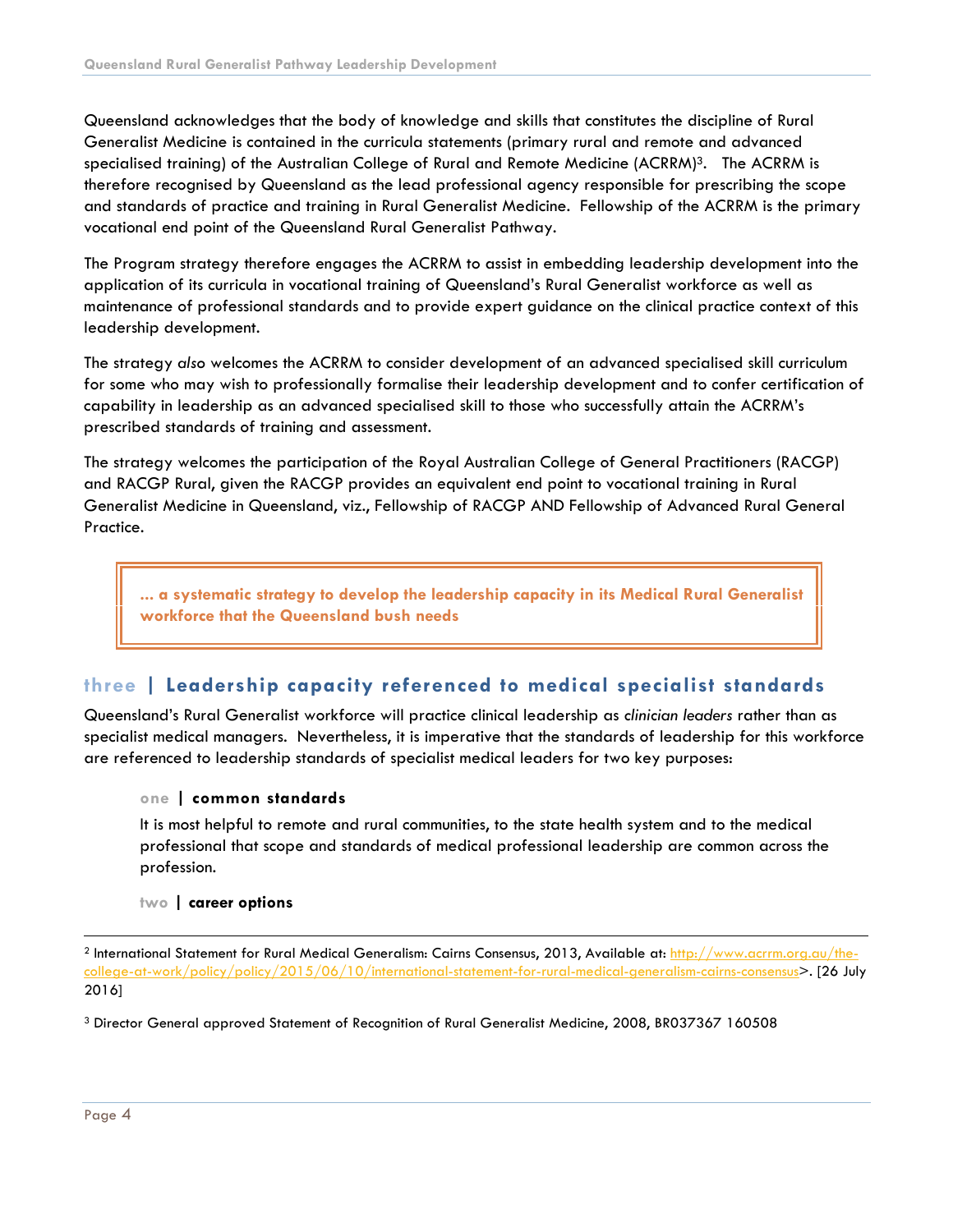Queensland acknowledges that the body of knowledge and skills that constitutes the discipline of Rural Generalist Medicine is contained in the curricula statements (primary rural and remote and advanced specialised training) of the Australian College of Rural and Remote Medicine (ACRRM)[3]. The ACRRM is therefore recognised by Queensland as the lead professional agency responsible for prescribing the scope and standards of practice and training in Rural Generalist Medicine. Fellowship of the ACRRM is the primary vocational end point of the Queensland Rural Generalist Pathway.

The Program strategy therefore engages the ACRRM to assist in embedding leadership development into the application of its curricula in vocational training of Queensland's Rural Generalist workforce as well as maintenance of professional standards and to provide expert guidance on the clinical practice context of this leadership development.

The strategy *also* welcomes the ACRRM to consider development of an advanced specialised skill curriculum for some who may wish to professionally formalise their leadership development and to confer certification of capability in leadership as an advanced specialised skill to those who successfully attain the ACRRM's prescribed standards of training and assessment.

The strategy welcomes the participation of the Royal Australian College of General Practitioners (RACGP) and RACGP Rural, given the RACGP provides an equivalent end point to vocational training in Rural Generalist Medicine in Queensland, viz., Fellowship of RACGP AND Fellowship of Advanced Rural General Practice.

> **... a systematic strategy to develop the leadership capacity in its Medical Rural Generalist workforce that the Queensland bush needs**

## three | Leadership capacity referenced to medical specialist standards

Queensland's Rural Generalist workforce will practice clinical leadership as *clinician leaders* rather than as specialist medical managers. Nevertheless, it is imperative that the standards of leadership for this workforce are referenced to leadership standards of specialist medical leaders for two key purposes:

### one | common standards

It is most helpful to remote and rural communities, to the state health system and to the medical professional that scope and standards of medical professional leadership are common across the profession.

### two | career options

---

[2] International Statement for Rural Medical Generalism: Cairns Consensus, 2013, Available at: http://www.acrrm.org.au/the-college-at-work/policy/policy/2015/06/10/international-statement-for-rural-medical-generalism-cairns-consensus>. [26 July 2016]

[3] Director General approved Statement of Recognition of Rural Generalist Medicine, 2008, BR037367 160508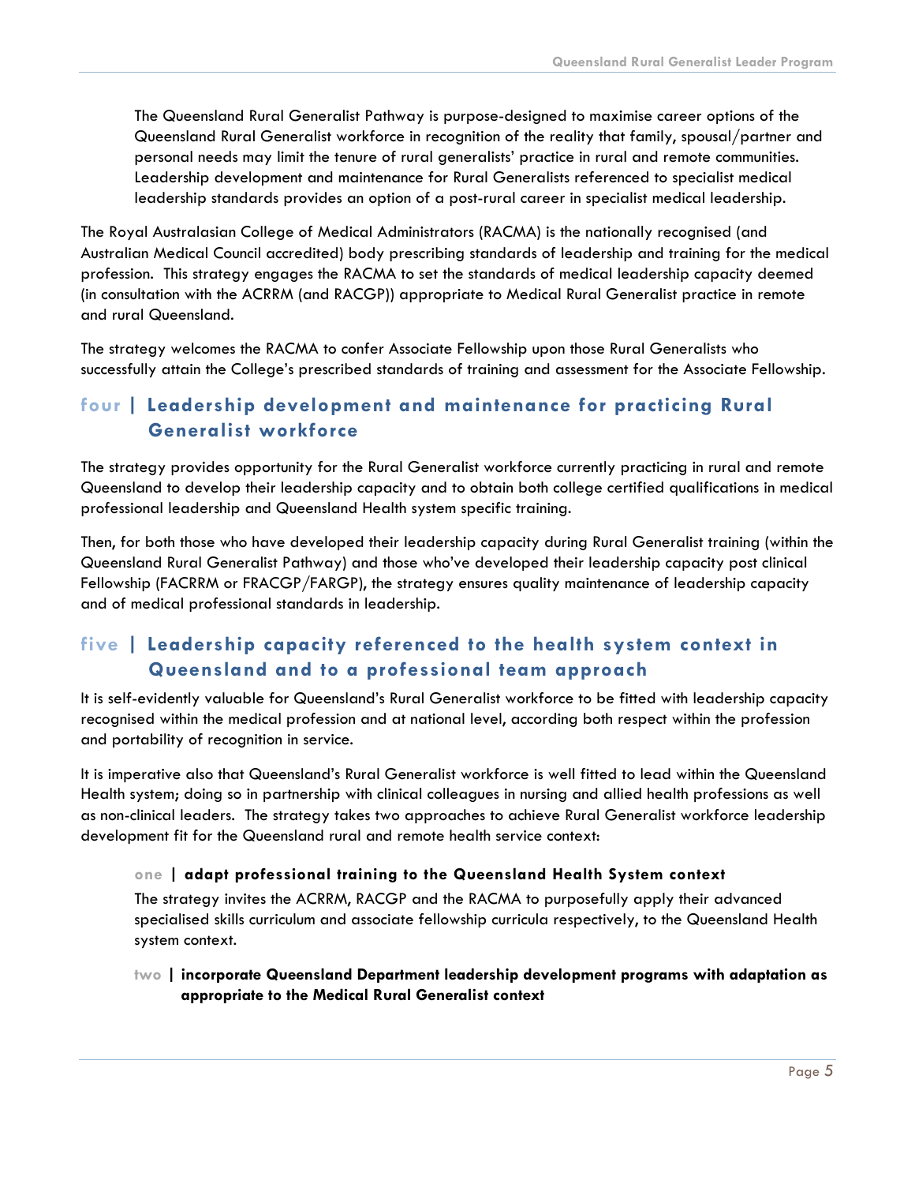The Queensland Rural Generalist Pathway is purpose-designed to maximise career options of the Queensland Rural Generalist workforce in recognition of the reality that family, spousal/partner and personal needs may limit the tenure of rural generalists' practice in rural and remote communities. Leadership development and maintenance for Rural Generalists referenced to specialist medical leadership standards provides an option of a post-rural career in specialist medical leadership.

The Royal Australasian College of Medical Administrators (RACMA) is the nationally recognised (and Australian Medical Council accredited) body prescribing standards of leadership and training for the medical profession. This strategy engages the RACMA to set the standards of medical leadership capacity deemed (in consultation with the ACRRM (and RACGP)) appropriate to Medical Rural Generalist practice in remote and rural Queensland.

The strategy welcomes the RACMA to confer Associate Fellowship upon those Rural Generalists who successfully attain the College's prescribed standards of training and assessment for the Associate Fellowship.

## four | Leadership development and maintenance for practicing Rural Generalist workforce

The strategy provides opportunity for the Rural Generalist workforce currently practicing in rural and remote Queensland to develop their leadership capacity and to obtain both college certified qualifications in medical professional leadership and Queensland Health system specific training.

Then, for both those who have developed their leadership capacity during Rural Generalist training (within the Queensland Rural Generalist Pathway) and those who've developed their leadership capacity post clinical Fellowship (FACRRM or FRACGP/FARGP), the strategy ensures quality maintenance of leadership capacity and of medical professional standards in leadership.

## five | Leadership capacity referenced to the health system context in Queensland and to a professional team approach

It is self-evidently valuable for Queensland's Rural Generalist workforce to be fitted with leadership capacity recognised within the medical profession and at national level, according both respect within the profession and portability of recognition in service.

It is imperative also that Queensland's Rural Generalist workforce is well fitted to lead within the Queensland Health system; doing so in partnership with clinical colleagues in nursing and allied health professions as well as non-clinical leaders. The strategy takes two approaches to achieve Rural Generalist workforce leadership development fit for the Queensland rural and remote health service context:

### one | adapt professional training to the Queensland Health System context

The strategy invites the ACRRM, RACGP and the RACMA to purposefully apply their advanced specialised skills curriculum and associate fellowship curricula respectively, to the Queensland Health system context.

### two | incorporate Queensland Department leadership development programs with adaptation as appropriate to the Medical Rural Generalist context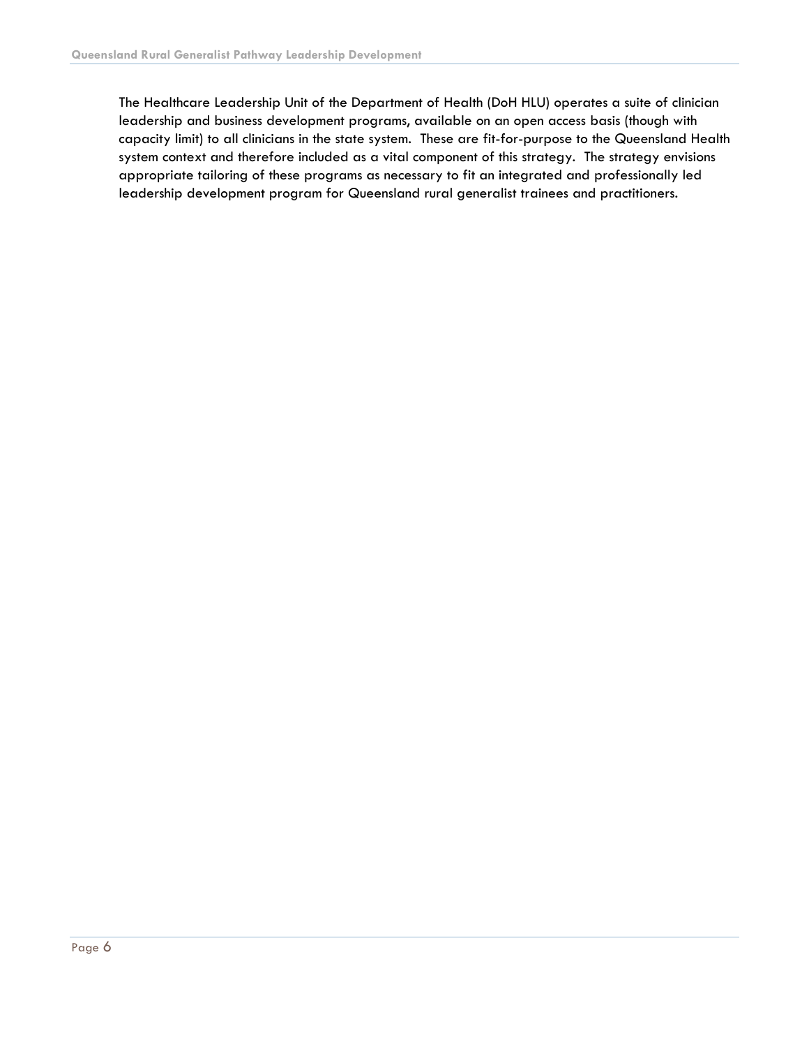The Healthcare Leadership Unit of the Department of Health (DoH HLU) operates a suite of clinician leadership and business development programs, available on an open access basis (though with capacity limit) to all clinicians in the state system. These are fit-for-purpose to the Queensland Health system context and therefore included as a vital component of this strategy. The strategy envisions appropriate tailoring of these programs as necessary to fit an integrated and professionally led leadership development program for Queensland rural generalist trainees and practitioners.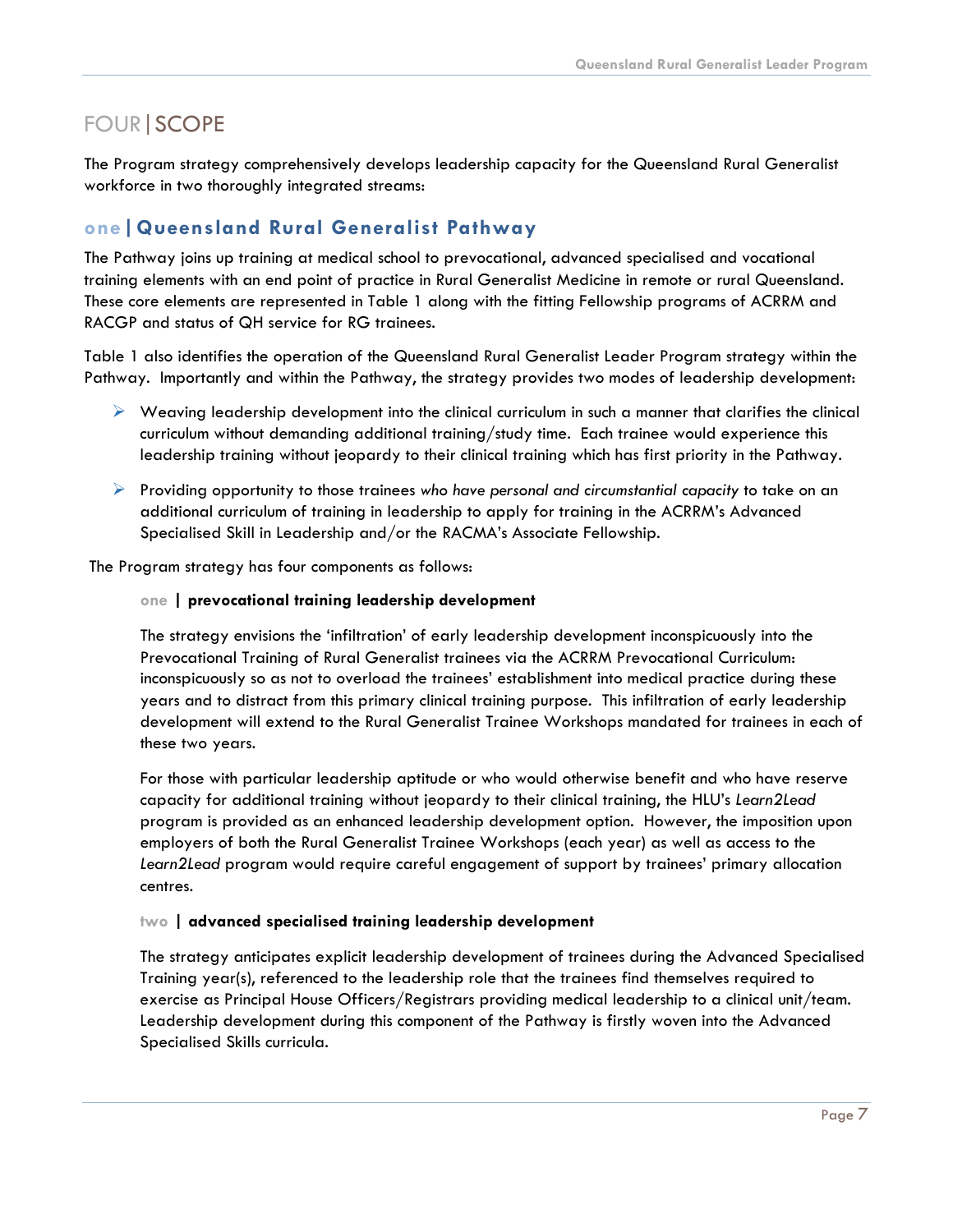# FOUR | SCOPE

The Program strategy comprehensively develops leadership capacity for the Queensland Rural Generalist workforce in two thoroughly integrated streams:

## one | Queensland Rural Generalist Pathway

The Pathway joins up training at medical school to prevocational, advanced specialised and vocational training elements with an end point of practice in Rural Generalist Medicine in remote or rural Queensland. These core elements are represented in Table 1 along with the fitting Fellowship programs of ACRRM and RACGP and status of QH service for RG trainees.

Table 1 also identifies the operation of the Queensland Rural Generalist Leader Program strategy within the Pathway. Importantly and within the Pathway, the strategy provides two modes of leadership development:

- Weaving leadership development into the clinical curriculum in such a manner that clarifies the clinical curriculum without demanding additional training/study time. Each trainee would experience this leadership training without jeopardy to their clinical training which has first priority in the Pathway.
- Providing opportunity to those trainees *who have personal and circumstantial capacity* to take on an additional curriculum of training in leadership to apply for training in the ACRRM's Advanced Specialised Skill in Leadership and/or the RACMA's Associate Fellowship.

The Program strategy has four components as follows:

### one | prevocational training leadership development

The strategy envisions the 'infiltration' of early leadership development inconspicuously into the Prevocational Training of Rural Generalist trainees via the ACRRM Prevocational Curriculum: inconspicuously so as not to overload the trainees' establishment into medical practice during these years and to distract from this primary clinical training purpose. This infiltration of early leadership development will extend to the Rural Generalist Trainee Workshops mandated for trainees in each of these two years.

For those with particular leadership aptitude or who would otherwise benefit and who have reserve capacity for additional training without jeopardy to their clinical training, the HLU's *Learn2Lead* program is provided as an enhanced leadership development option. However, the imposition upon employers of both the Rural Generalist Trainee Workshops (each year) as well as access to the *Learn2Lead* program would require careful engagement of support by trainees' primary allocation centres.

### two | advanced specialised training leadership development

The strategy anticipates explicit leadership development of trainees during the Advanced Specialised Training year(s), referenced to the leadership role that the trainees find themselves required to exercise as Principal House Officers/Registrars providing medical leadership to a clinical unit/team. Leadership development during this component of the Pathway is firstly woven into the Advanced Specialised Skills curricula.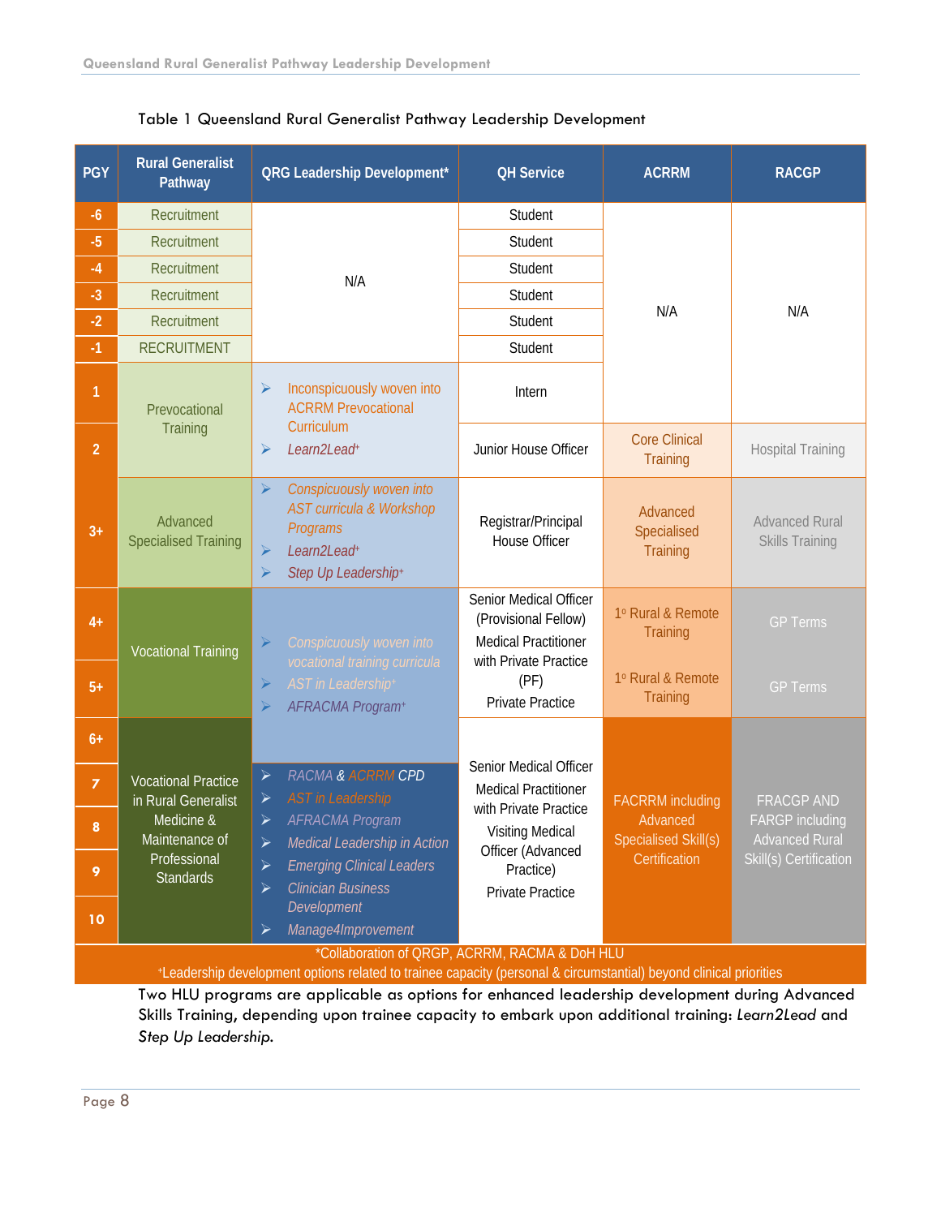Table 1 Queensland Rural Generalist Pathway Leadership Development

| PGY | Rural Generalist Pathway | QRG Leadership Development* | QH Service | ACRRM | RACGP |
|---|---|---|---|---|---|
| -6 | Recruitment | N/A | Student | N/A | N/A |
| -5 | Recruitment | | Student | | |
| -4 | Recruitment | | Student | | |
| -3 | Recruitment | | Student | | |
| -2 | Recruitment | | Student | | |
| -1 | RECRUITMENT | | Student | | |
| 1 | Prevocational Training | ➢ Inconspicuously woven into ACRRM Prevocational Curriculum ➢ *Learn2Lead*+ | Intern | | |
| 2 | | | Junior House Officer | Core Clinical Training | Hospital Training |
| 3+ | Advanced Specialised Training | ➢ *Conspicuously woven into AST curricula & Workshop Programs* ➢ *Learn2Lead*+ ➢ *Step Up Leadership*+ | Registrar/Principal House Officer | Advanced Specialised Training | Advanced Rural Skills Training |
| 4+ | Vocational Training | ➢ *Conspicuously woven into vocational training curricula* ➢ *AST in Leadership*+ ➢ *AFRACMA Program*+ | Senior Medical Officer (Provisional Fellow) Medical Practitioner with Private Practice (PF) Private Practice | 1º Rural & Remote Training | GP Terms |
| 5+ | | | | 1º Rural & Remote Training | GP Terms |
| 6+ | Vocational Practice in Rural Generalist Medicine & Maintenance of Professional Standards | | Senior Medical Officer Medical Practitioner with Private Practice Visiting Medical Officer (Advanced Practice) Private Practice | FACRRM including Advanced Specialised Skill(s) Certification | FRACGP AND FARGP including Advanced Rural Skill(s) Certification |
| 7 | | ➢ *RACMA & ACRRM CPD* ➢ *AST in Leadership* ➢ *AFRACMA Program* ➢ *Medical Leadership in Action* ➢ *Emerging Clinical Leaders* ➢ *Clinician Business Development* ➢ *Manage4Improvement* | | | |
| 8 | | | | | |
| 9 | | | | | |
| 10 | | | | | |

*Collaboration of QRGP, ACRRM, RACMA & DoH HLU
+Leadership development options related to trainee capacity (personal & circumstantial) beyond clinical priorities

Two HLU programs are applicable as options for enhanced leadership development during Advanced Skills Training, depending upon trainee capacity to embark upon additional training: *Learn2Lead* and *Step Up Leadership*.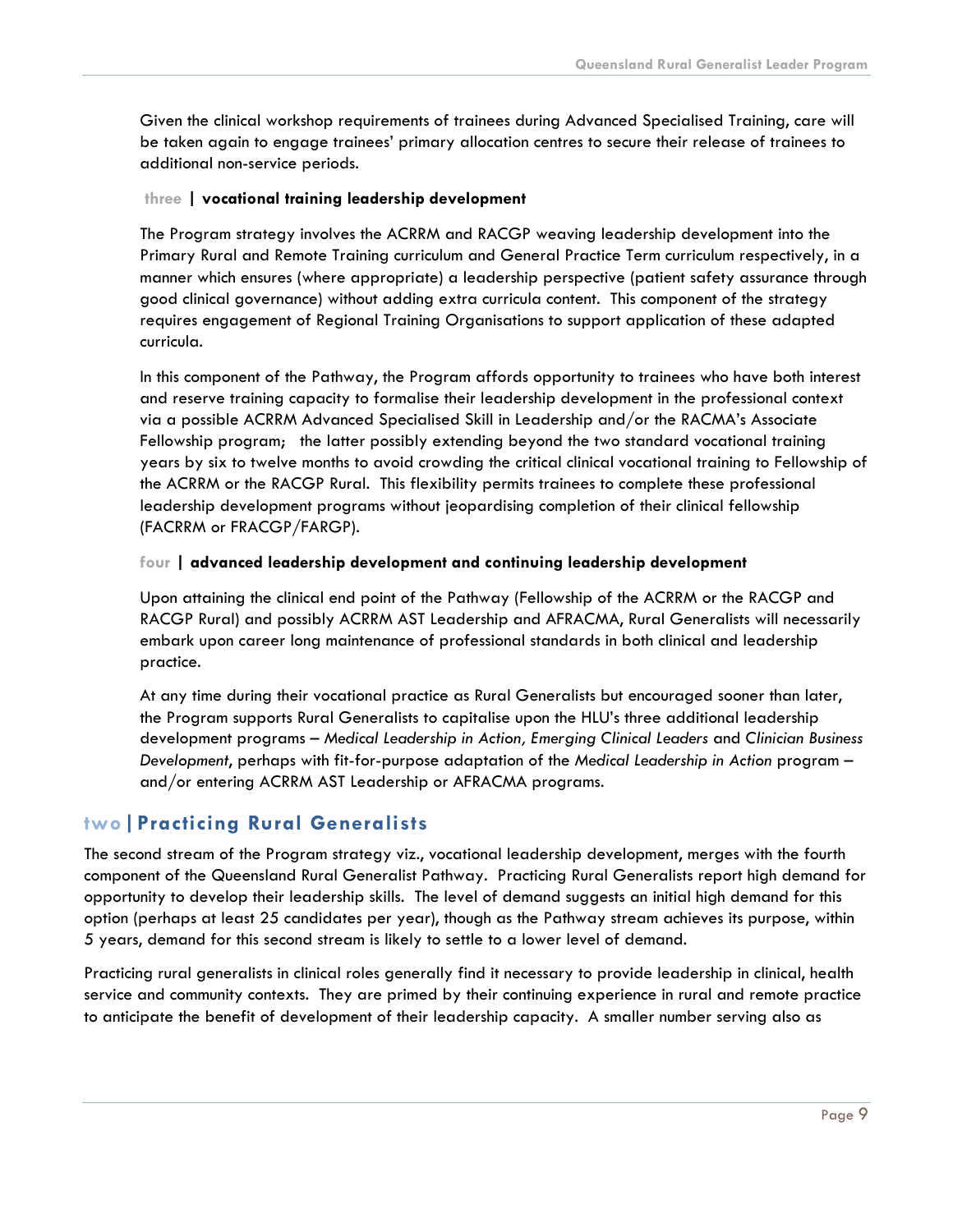Given the clinical workshop requirements of trainees during Advanced Specialised Training, care will be taken again to engage trainees' primary allocation centres to secure their release of trainees to additional non-service periods.

### three | vocational training leadership development

The Program strategy involves the ACRRM and RACGP weaving leadership development into the Primary Rural and Remote Training curriculum and General Practice Term curriculum respectively, in a manner which ensures (where appropriate) a leadership perspective (patient safety assurance through good clinical governance) without adding extra curricula content. This component of the strategy requires engagement of Regional Training Organisations to support application of these adapted curricula.

In this component of the Pathway, the Program affords opportunity to trainees who have both interest and reserve training capacity to formalise their leadership development in the professional context via a possible ACRRM Advanced Specialised Skill in Leadership and/or the RACMA's Associate Fellowship program; the latter possibly extending beyond the two standard vocational training years by six to twelve months to avoid crowding the critical clinical vocational training to Fellowship of the ACRRM or the RACGP Rural. This flexibility permits trainees to complete these professional leadership development programs without jeopardising completion of their clinical fellowship (FACRRM or FRACGP/FARGP).

### four | advanced leadership development and continuing leadership development

Upon attaining the clinical end point of the Pathway (Fellowship of the ACRRM or the RACGP and RACGP Rural) and possibly ACRRM AST Leadership and AFRACMA, Rural Generalists will necessarily embark upon career long maintenance of professional standards in both clinical and leadership practice.

At any time during their vocational practice as Rural Generalists but encouraged sooner than later, the Program supports Rural Generalists to capitalise upon the HLU's three additional leadership development programs – *Medical Leadership in Action, Emerging Clinical Leaders* and *Clinician Business Development*, perhaps with fit-for-purpose adaptation of the *Medical Leadership in Action* program – and/or entering ACRRM AST Leadership or AFRACMA programs.

## two | Practicing Rural Generalists

The second stream of the Program strategy viz., vocational leadership development, merges with the fourth component of the Queensland Rural Generalist Pathway. Practicing Rural Generalists report high demand for opportunity to develop their leadership skills. The level of demand suggests an initial high demand for this option (perhaps at least 25 candidates per year), though as the Pathway stream achieves its purpose, within 5 years, demand for this second stream is likely to settle to a lower level of demand.

Practicing rural generalists in clinical roles generally find it necessary to provide leadership in clinical, health service and community contexts. They are primed by their continuing experience in rural and remote practice to anticipate the benefit of development of their leadership capacity. A smaller number serving also as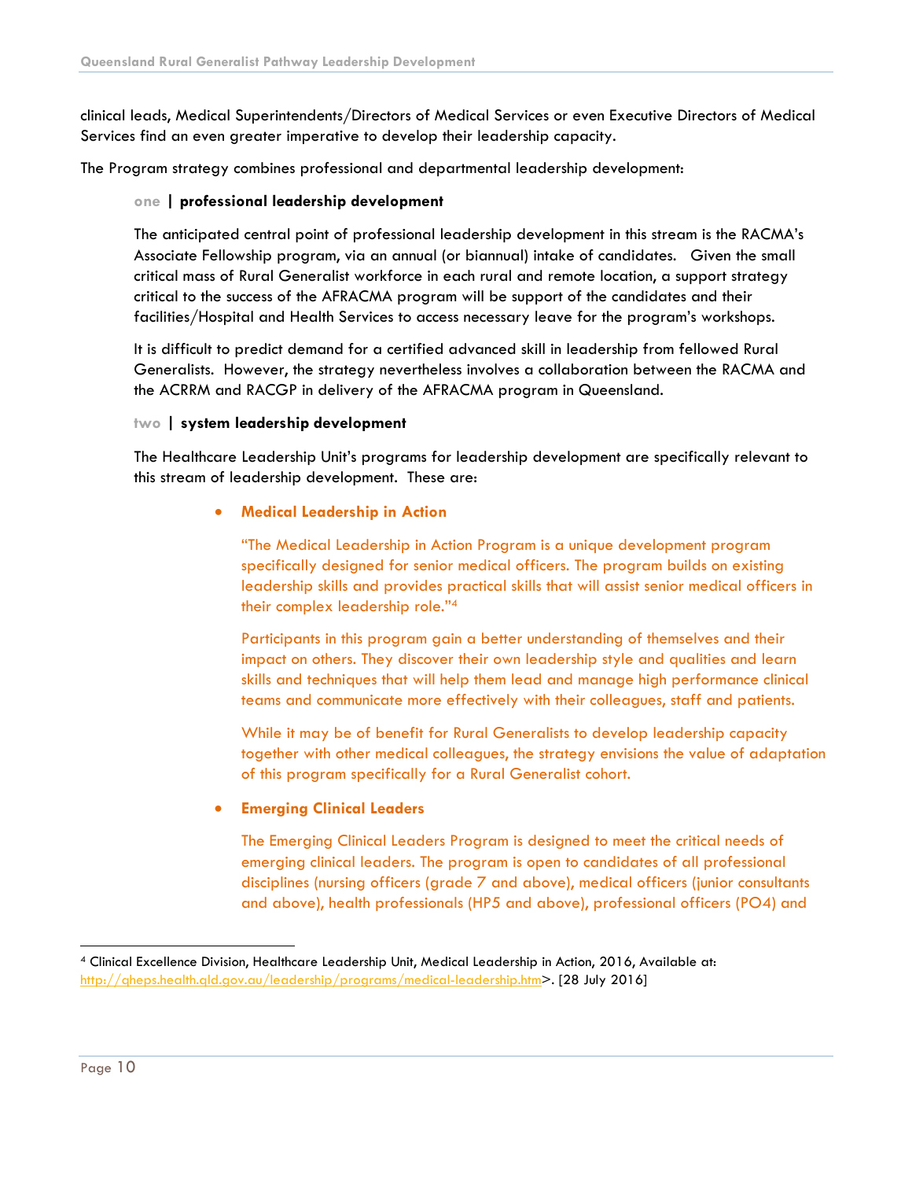clinical leads, Medical Superintendents/Directors of Medical Services or even Executive Directors of Medical Services find an even greater imperative to develop their leadership capacity.

The Program strategy combines professional and departmental leadership development:

**one | professional leadership development**

The anticipated central point of professional leadership development in this stream is the RACMA's Associate Fellowship program, via an annual (or biannual) intake of candidates. Given the small critical mass of Rural Generalist workforce in each rural and remote location, a support strategy critical to the success of the AFRACMA program will be support of the candidates and their facilities/Hospital and Health Services to access necessary leave for the program's workshops.

It is difficult to predict demand for a certified advanced skill in leadership from fellowed Rural Generalists. However, the strategy nevertheless involves a collaboration between the RACMA and the ACRRM and RACGP in delivery of the AFRACMA program in Queensland.

**two | system leadership development**

The Healthcare Leadership Unit's programs for leadership development are specifically relevant to this stream of leadership development. These are:

- **Medical Leadership in Action**

  "The Medical Leadership in Action Program is a unique development program specifically designed for senior medical officers. The program builds on existing leadership skills and provides practical skills that will assist senior medical officers in their complex leadership role."[4]

  Participants in this program gain a better understanding of themselves and their impact on others. They discover their own leadership style and qualities and learn skills and techniques that will help them lead and manage high performance clinical teams and communicate more effectively with their colleagues, staff and patients.

  While it may be of benefit for Rural Generalists to develop leadership capacity together with other medical colleagues, the strategy envisions the value of adaptation of this program specifically for a Rural Generalist cohort.

- **Emerging Clinical Leaders**

  The Emerging Clinical Leaders Program is designed to meet the critical needs of emerging clinical leaders. The program is open to candidates of all professional disciplines (nursing officers (grade 7 and above), medical officers (junior consultants and above), health professionals (HP5 and above), professional officers (PO4) and

[4] Clinical Excellence Division, Healthcare Leadership Unit, Medical Leadership in Action, 2016, Available at: http://qheps.health.qld.gov.au/leadership/programs/medical-leadership.htm>. [28 July 2016]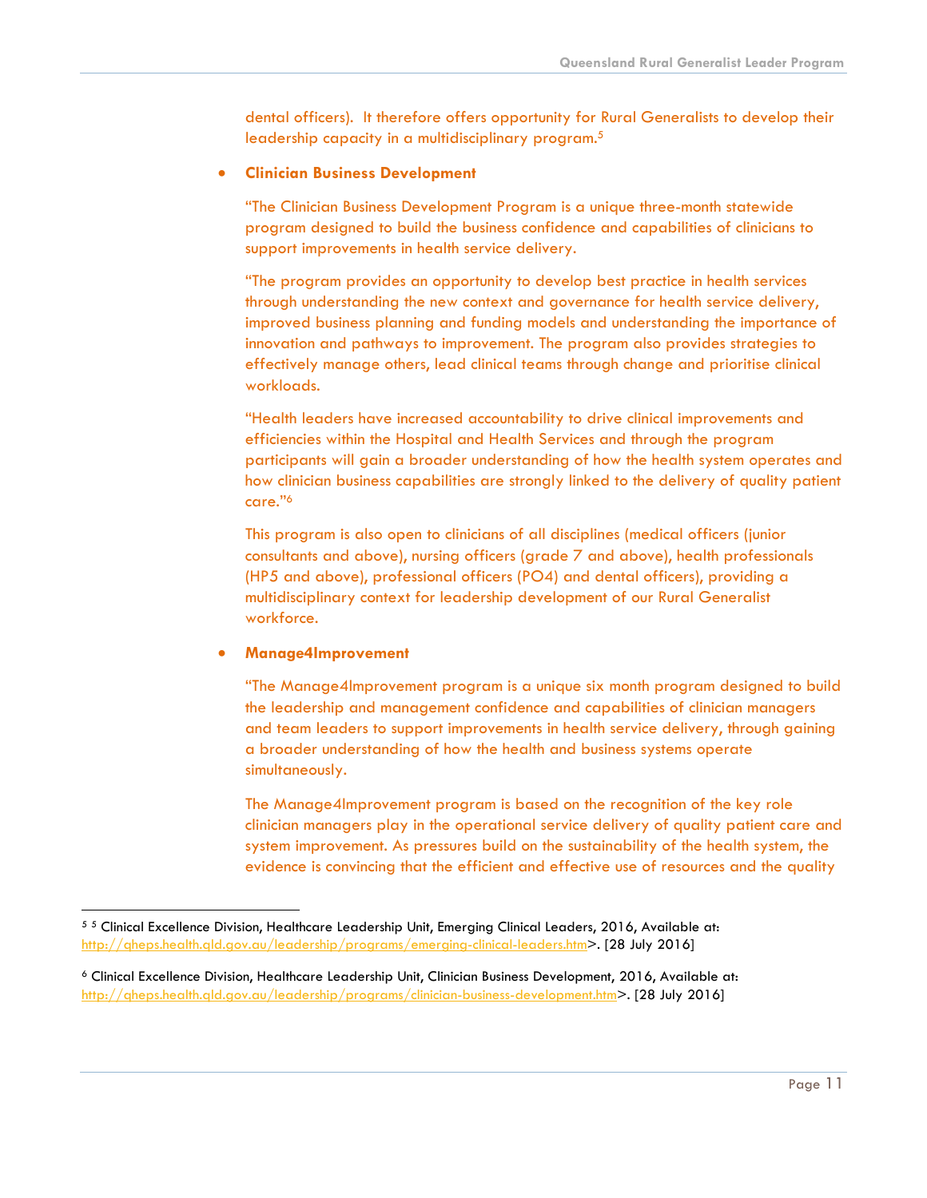dental officers). It therefore offers opportunity for Rural Generalists to develop their leadership capacity in a multidisciplinary program.[5]

- **Clinician Business Development**

  "The Clinician Business Development Program is a unique three-month statewide program designed to build the business confidence and capabilities of clinicians to support improvements in health service delivery.

  "The program provides an opportunity to develop best practice in health services through understanding the new context and governance for health service delivery, improved business planning and funding models and understanding the importance of innovation and pathways to improvement. The program also provides strategies to effectively manage others, lead clinical teams through change and prioritise clinical workloads.

  "Health leaders have increased accountability to drive clinical improvements and efficiencies within the Hospital and Health Services and through the program participants will gain a broader understanding of how the health system operates and how clinician business capabilities are strongly linked to the delivery of quality patient care."[6]

  This program is also open to clinicians of all disciplines (medical officers (junior consultants and above), nursing officers (grade 7 and above), health professionals (HP5 and above), professional officers (PO4) and dental officers), providing a multidisciplinary context for leadership development of our Rural Generalist workforce.

- **Manage4Improvement**

  "The Manage4Improvement program is a unique six month program designed to build the leadership and management confidence and capabilities of clinician managers and team leaders to support improvements in health service delivery, through gaining a broader understanding of how the health and business systems operate simultaneously.

  The Manage4Improvement program is based on the recognition of the key role clinician managers play in the operational service delivery of quality patient care and system improvement. As pressures build on the sustainability of the health system, the evidence is convincing that the efficient and effective use of resources and the quality

---

[5] [5] Clinical Excellence Division, Healthcare Leadership Unit, Emerging Clinical Leaders, 2016, Available at: http://qheps.health.qld.gov.au/leadership/programs/emerging-clinical-leaders.htm>. [28 July 2016]

[6] Clinical Excellence Division, Healthcare Leadership Unit, Clinician Business Development, 2016, Available at: http://qheps.health.qld.gov.au/leadership/programs/clinician-business-development.htm>. [28 July 2016]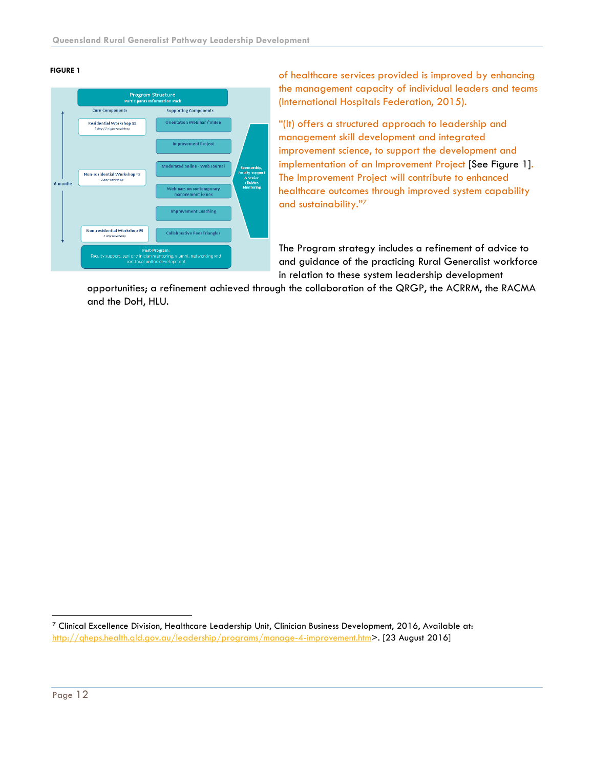**FIGURE 1**

Program Structure
Participants Information Pack

| Core Components | Supporting Components |
| --- | --- |
| Residential Workshop #1 (3 day / 2 night workshop) | Orientation Webinar / Video |
| | Improvement Project |
| Non-residential Workshop #2 (2 day workshop) | Moderated online - Web Journal |
| | Webinars on contemporary management issues |
| | Improvement Coaching |
| Non-residential Workshop #3 (2 day workshop) | Collaborative Peer Triangles |

6 months

Sponsorship, Faculty support & Senior Clinician Mentoring

Post-Program: Faculty support, senior clinician mentoring, alumni, networking and continual online development

of healthcare services provided is improved by enhancing the management capacity of individual leaders and teams (International Hospitals Federation, 2015).

"(It) offers a structured approach to leadership and management skill development and integrated improvement science, to support the development and implementation of an Improvement Project [See Figure 1]. The Improvement Project will contribute to enhanced healthcare outcomes through improved system capability and sustainability."[7]

The Program strategy includes a refinement of advice to and guidance of the practicing Rural Generalist workforce in relation to these system leadership development opportunities; a refinement achieved through the collaboration of the QRGP, the ACRRM, the RACMA and the DoH, HLU.

[7] Clinical Excellence Division, Healthcare Leadership Unit, Clinician Business Development, 2016, Available at: http://qheps.health.qld.gov.au/leadership/programs/manage-4-improvement.htm>. [23 August 2016]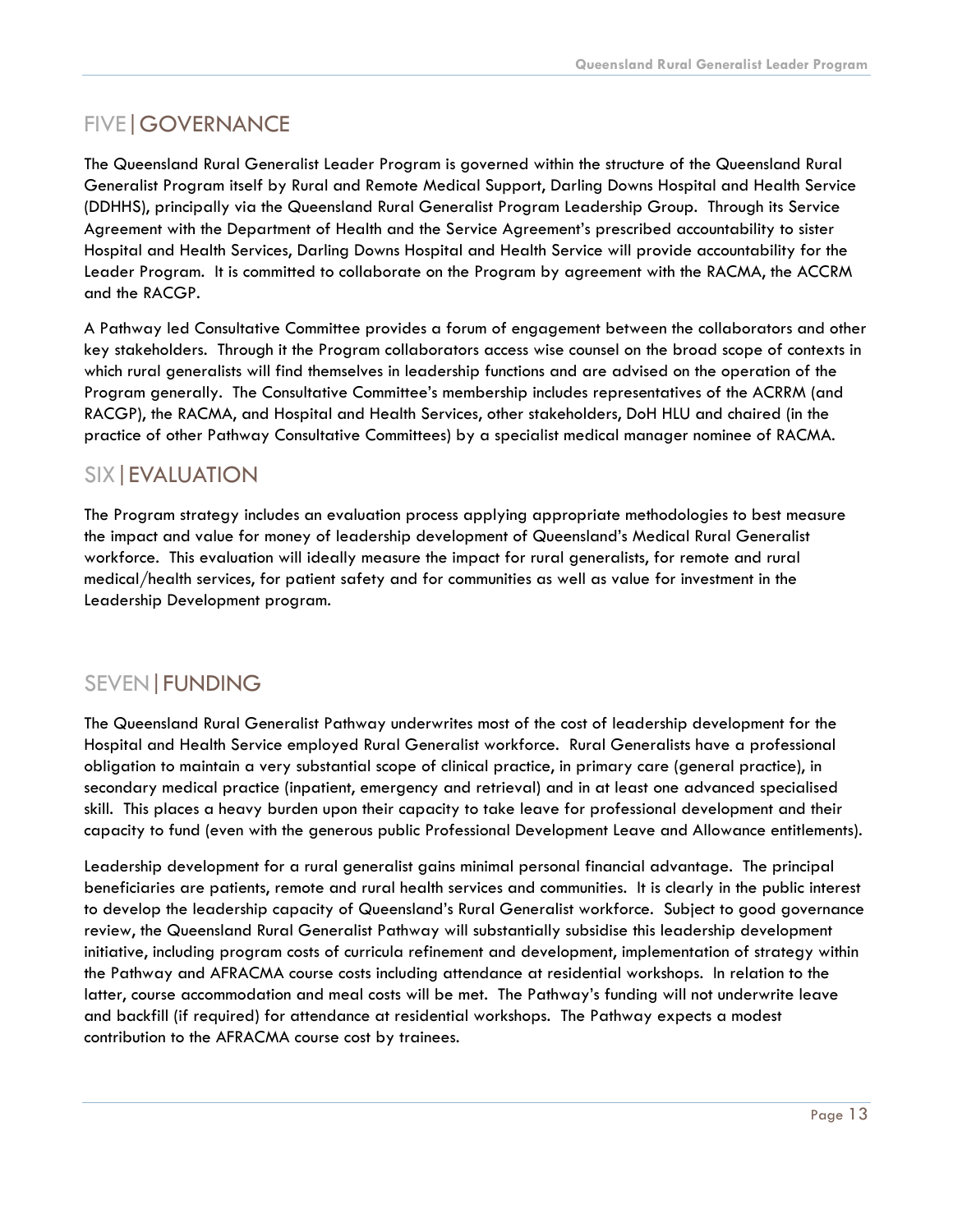## FIVE | GOVERNANCE

The Queensland Rural Generalist Leader Program is governed within the structure of the Queensland Rural Generalist Program itself by Rural and Remote Medical Support, Darling Downs Hospital and Health Service (DDHHS), principally via the Queensland Rural Generalist Program Leadership Group. Through its Service Agreement with the Department of Health and the Service Agreement's prescribed accountability to sister Hospital and Health Services, Darling Downs Hospital and Health Service will provide accountability for the Leader Program. It is committed to collaborate on the Program by agreement with the RACMA, the ACCRM and the RACGP.

A Pathway led Consultative Committee provides a forum of engagement between the collaborators and other key stakeholders. Through it the Program collaborators access wise counsel on the broad scope of contexts in which rural generalists will find themselves in leadership functions and are advised on the operation of the Program generally. The Consultative Committee's membership includes representatives of the ACRRM (and RACGP), the RACMA, and Hospital and Health Services, other stakeholders, DoH HLU and chaired (in the practice of other Pathway Consultative Committees) by a specialist medical manager nominee of RACMA.

## SIX | EVALUATION

The Program strategy includes an evaluation process applying appropriate methodologies to best measure the impact and value for money of leadership development of Queensland's Medical Rural Generalist workforce. This evaluation will ideally measure the impact for rural generalists, for remote and rural medical/health services, for patient safety and for communities as well as value for investment in the Leadership Development program.

## SEVEN | FUNDING

The Queensland Rural Generalist Pathway underwrites most of the cost of leadership development for the Hospital and Health Service employed Rural Generalist workforce. Rural Generalists have a professional obligation to maintain a very substantial scope of clinical practice, in primary care (general practice), in secondary medical practice (inpatient, emergency and retrieval) and in at least one advanced specialised skill. This places a heavy burden upon their capacity to take leave for professional development and their capacity to fund (even with the generous public Professional Development Leave and Allowance entitlements).

Leadership development for a rural generalist gains minimal personal financial advantage. The principal beneficiaries are patients, remote and rural health services and communities. It is clearly in the public interest to develop the leadership capacity of Queensland's Rural Generalist workforce. Subject to good governance review, the Queensland Rural Generalist Pathway will substantially subsidise this leadership development initiative, including program costs of curricula refinement and development, implementation of strategy within the Pathway and AFRACMA course costs including attendance at residential workshops. In relation to the latter, course accommodation and meal costs will be met. The Pathway's funding will not underwrite leave and backfill (if required) for attendance at residential workshops. The Pathway expects a modest contribution to the AFRACMA course cost by trainees.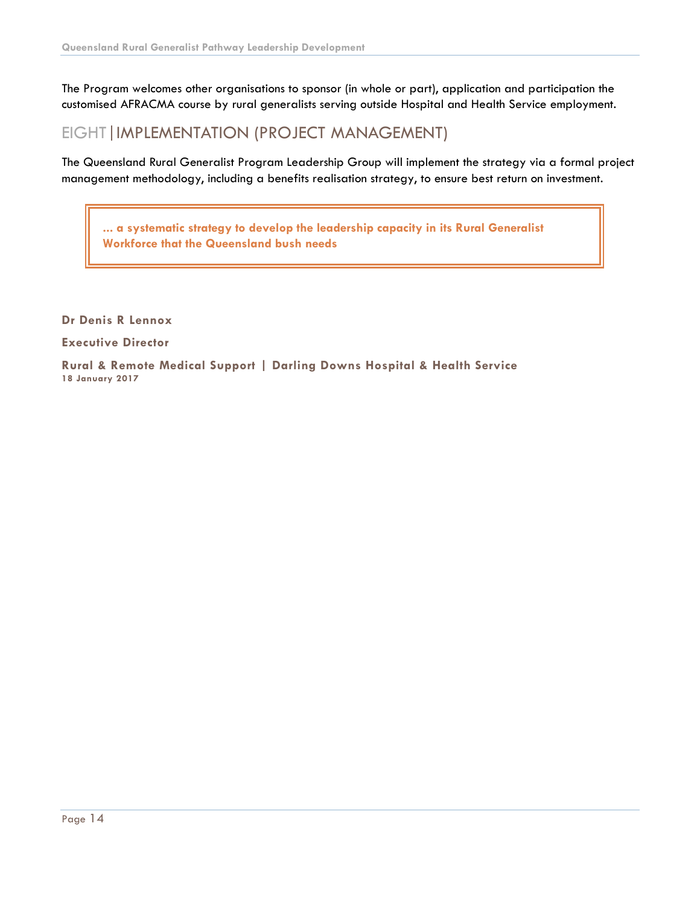The Program welcomes other organisations to sponsor (in whole or part), application and participation the customised AFRACMA course by rural generalists serving outside Hospital and Health Service employment.

## EIGHT | IMPLEMENTATION (PROJECT MANAGEMENT)

The Queensland Rural Generalist Program Leadership Group will implement the strategy via a formal project management methodology, including a benefits realisation strategy, to ensure best return on investment.

> **... a systematic strategy to develop the leadership capacity in its Rural Generalist Workforce that the Queensland bush needs**

**Dr Denis R Lennox**

**Executive Director**

**Rural & Remote Medical Support | Darling Downs Hospital & Health Service**
**18 January 2017**